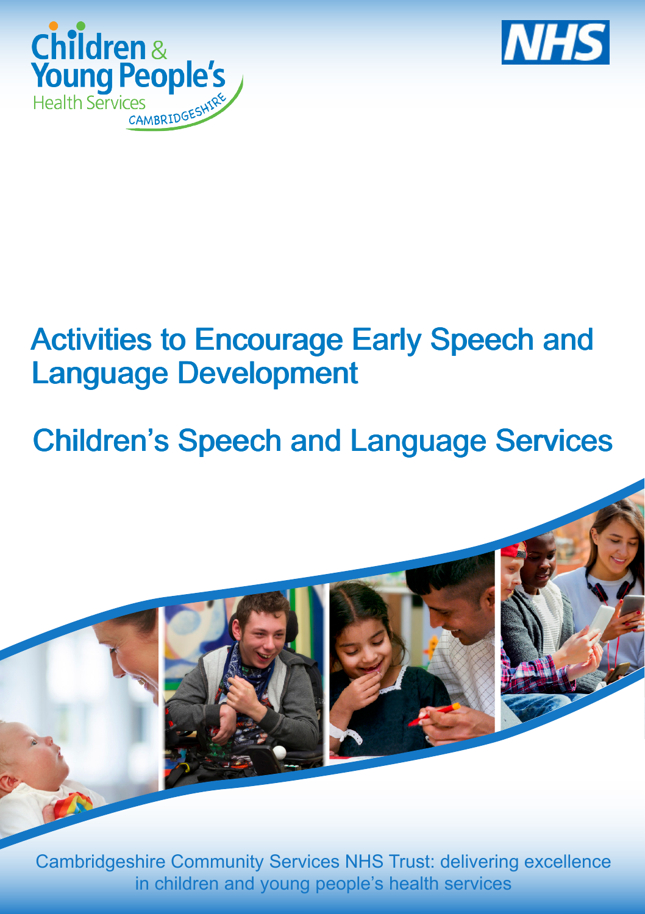Children & Young People's Health Services CAMBRIDGESHIRE

NHS

# Activities to Encourage Early Speech and Language Development

## Children's Speech and Language Services

Cambridgeshire Community Services NHS Trust: delivering excellence in children and young people's health services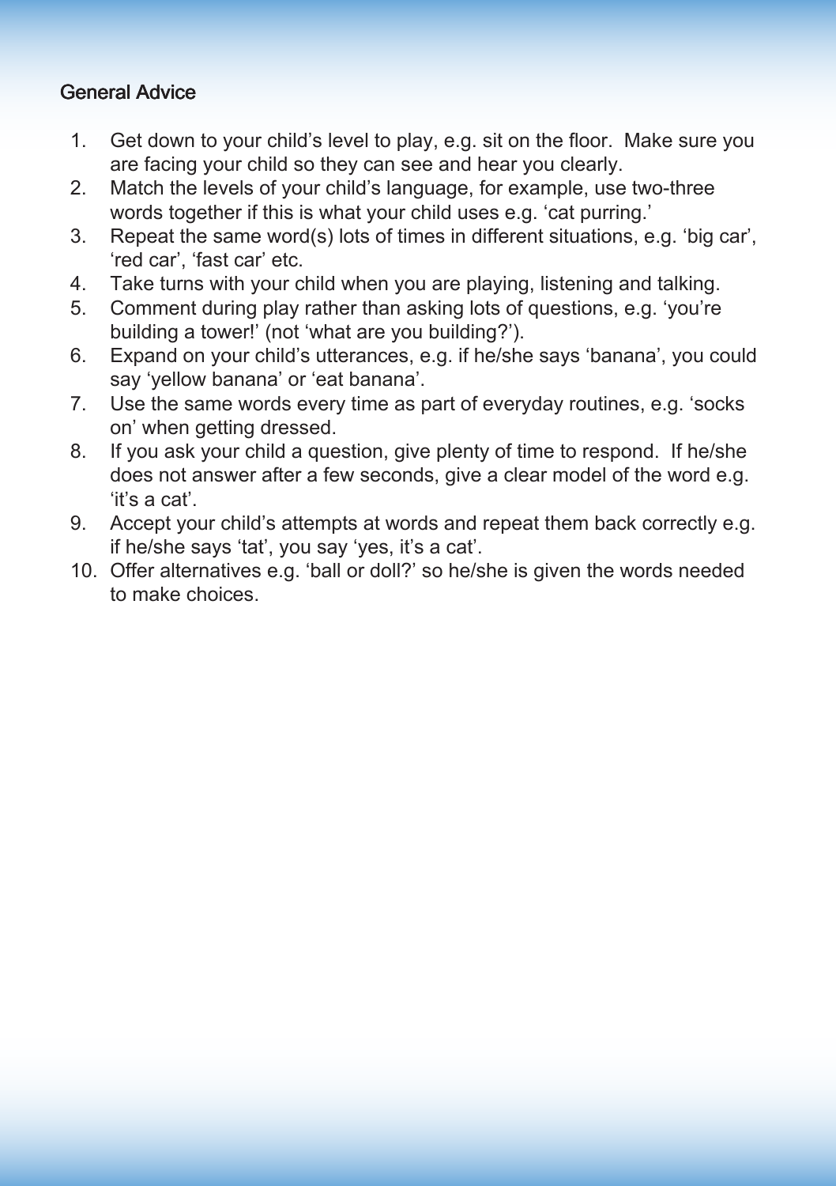## General Advice

1. Get down to your child's level to play, e.g. sit on the floor. Make sure you are facing your child so they can see and hear you clearly.
2. Match the levels of your child's language, for example, use two-three words together if this is what your child uses e.g. 'cat purring.'
3. Repeat the same word(s) lots of times in different situations, e.g. 'big car', 'red car', 'fast car' etc.
4. Take turns with your child when you are playing, listening and talking.
5. Comment during play rather than asking lots of questions, e.g. 'you're building a tower!' (not 'what are you building?').
6. Expand on your child's utterances, e.g. if he/she says 'banana', you could say 'yellow banana' or 'eat banana'.
7. Use the same words every time as part of everyday routines, e.g. 'socks on' when getting dressed.
8. If you ask your child a question, give plenty of time to respond. If he/she does not answer after a few seconds, give a clear model of the word e.g. 'it's a cat'.
9. Accept your child's attempts at words and repeat them back correctly e.g. if he/she says 'tat', you say 'yes, it's a cat'.
10. Offer alternatives e.g. 'ball or doll?' so he/she is given the words needed to make choices.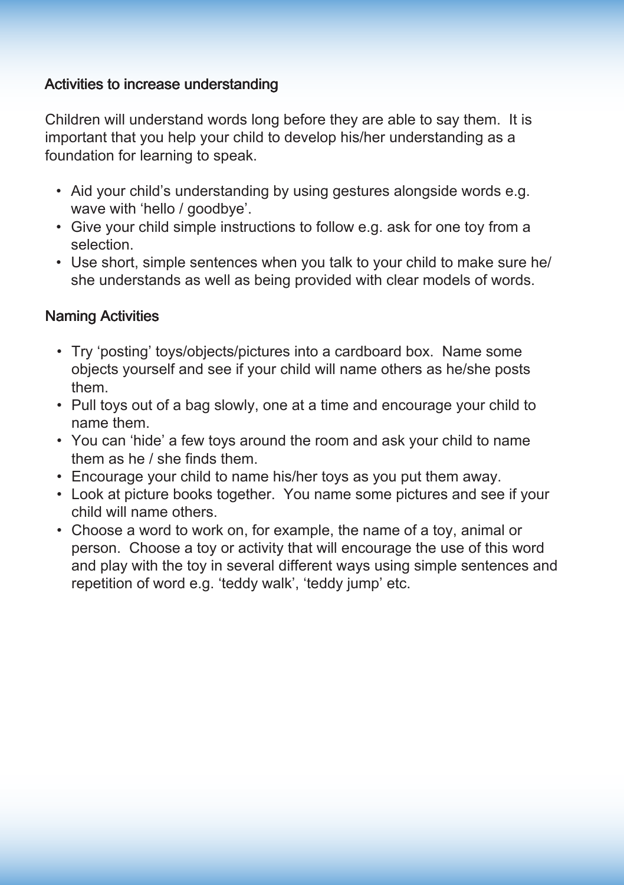## Activities to increase understanding

Children will understand words long before they are able to say them. It is important that you help your child to develop his/her understanding as a foundation for learning to speak.

- Aid your child's understanding by using gestures alongside words e.g. wave with 'hello / goodbye'.
- Give your child simple instructions to follow e.g. ask for one toy from a selection.
- Use short, simple sentences when you talk to your child to make sure he/she understands as well as being provided with clear models of words.

## Naming Activities

- Try 'posting' toys/objects/pictures into a cardboard box. Name some objects yourself and see if your child will name others as he/she posts them.
- Pull toys out of a bag slowly, one at a time and encourage your child to name them.
- You can 'hide' a few toys around the room and ask your child to name them as he / she finds them.
- Encourage your child to name his/her toys as you put them away.
- Look at picture books together. You name some pictures and see if your child will name others.
- Choose a word to work on, for example, the name of a toy, animal or person. Choose a toy or activity that will encourage the use of this word and play with the toy in several different ways using simple sentences and repetition of word e.g. 'teddy walk', 'teddy jump' etc.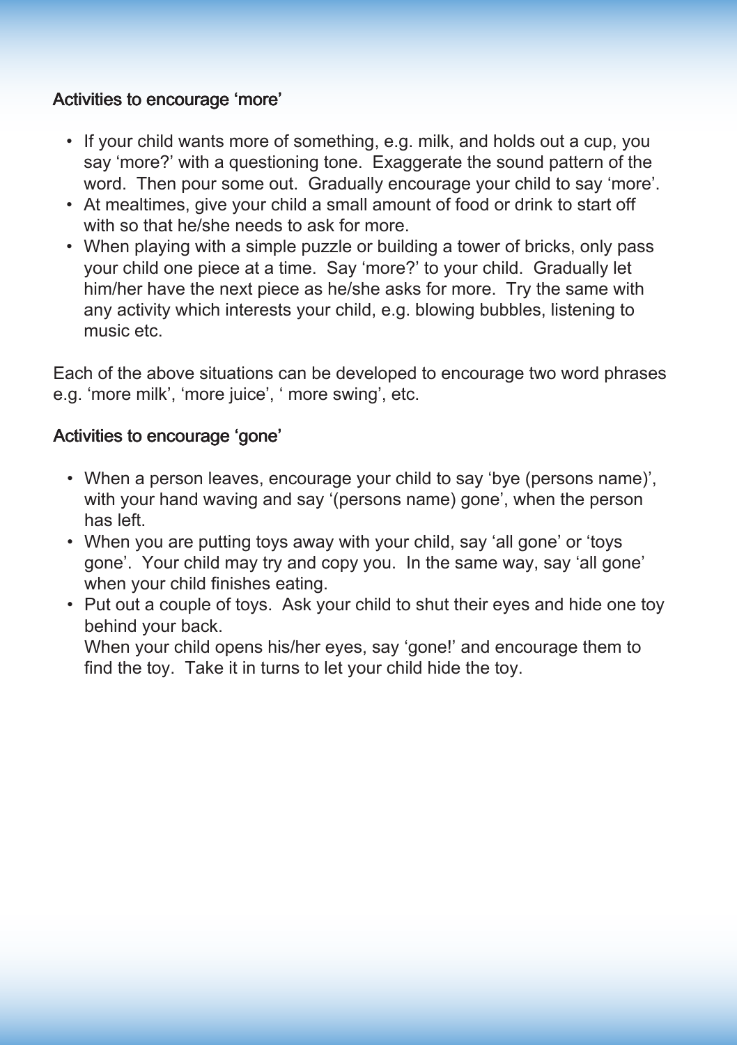### Activities to encourage 'more'

- If your child wants more of something, e.g. milk, and holds out a cup, you say 'more?' with a questioning tone. Exaggerate the sound pattern of the word. Then pour some out. Gradually encourage your child to say 'more'.
- At mealtimes, give your child a small amount of food or drink to start off with so that he/she needs to ask for more.
- When playing with a simple puzzle or building a tower of bricks, only pass your child one piece at a time. Say 'more?' to your child. Gradually let him/her have the next piece as he/she asks for more. Try the same with any activity which interests your child, e.g. blowing bubbles, listening to music etc.

Each of the above situations can be developed to encourage two word phrases e.g. 'more milk', 'more juice', ' more swing', etc.

### Activities to encourage 'gone'

- When a person leaves, encourage your child to say 'bye (persons name)', with your hand waving and say '(persons name) gone', when the person has left.
- When you are putting toys away with your child, say 'all gone' or 'toys gone'. Your child may try and copy you. In the same way, say 'all gone' when your child finishes eating.
- Put out a couple of toys. Ask your child to shut their eyes and hide one toy behind your back.
  When your child opens his/her eyes, say 'gone!' and encourage them to find the toy. Take it in turns to let your child hide the toy.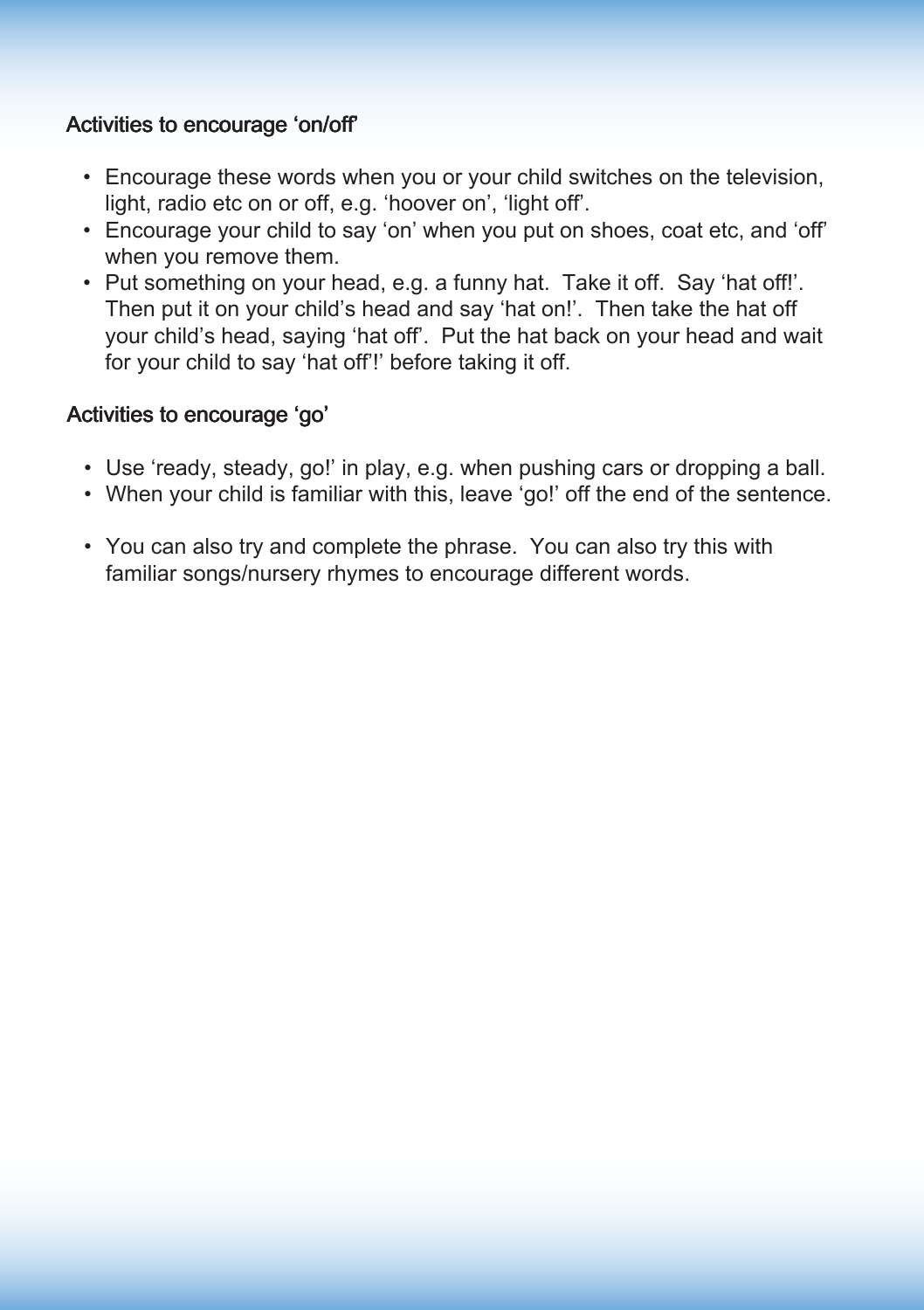### Activities to encourage 'on/off'

- Encourage these words when you or your child switches on the television, light, radio etc on or off, e.g. 'hoover on', 'light off'.
- Encourage your child to say 'on' when you put on shoes, coat etc, and 'off' when you remove them.
- Put something on your head, e.g. a funny hat. Take it off. Say 'hat off!'. Then put it on your child's head and say 'hat on!'. Then take the hat off your child's head, saying 'hat off'. Put the hat back on your head and wait for your child to say 'hat off'!' before taking it off.

### Activities to encourage 'go'

- Use 'ready, steady, go!' in play, e.g. when pushing cars or dropping a ball.
- When your child is familiar with this, leave 'go!' off the end of the sentence.

- You can also try and complete the phrase. You can also try this with familiar songs/nursery rhymes to encourage different words.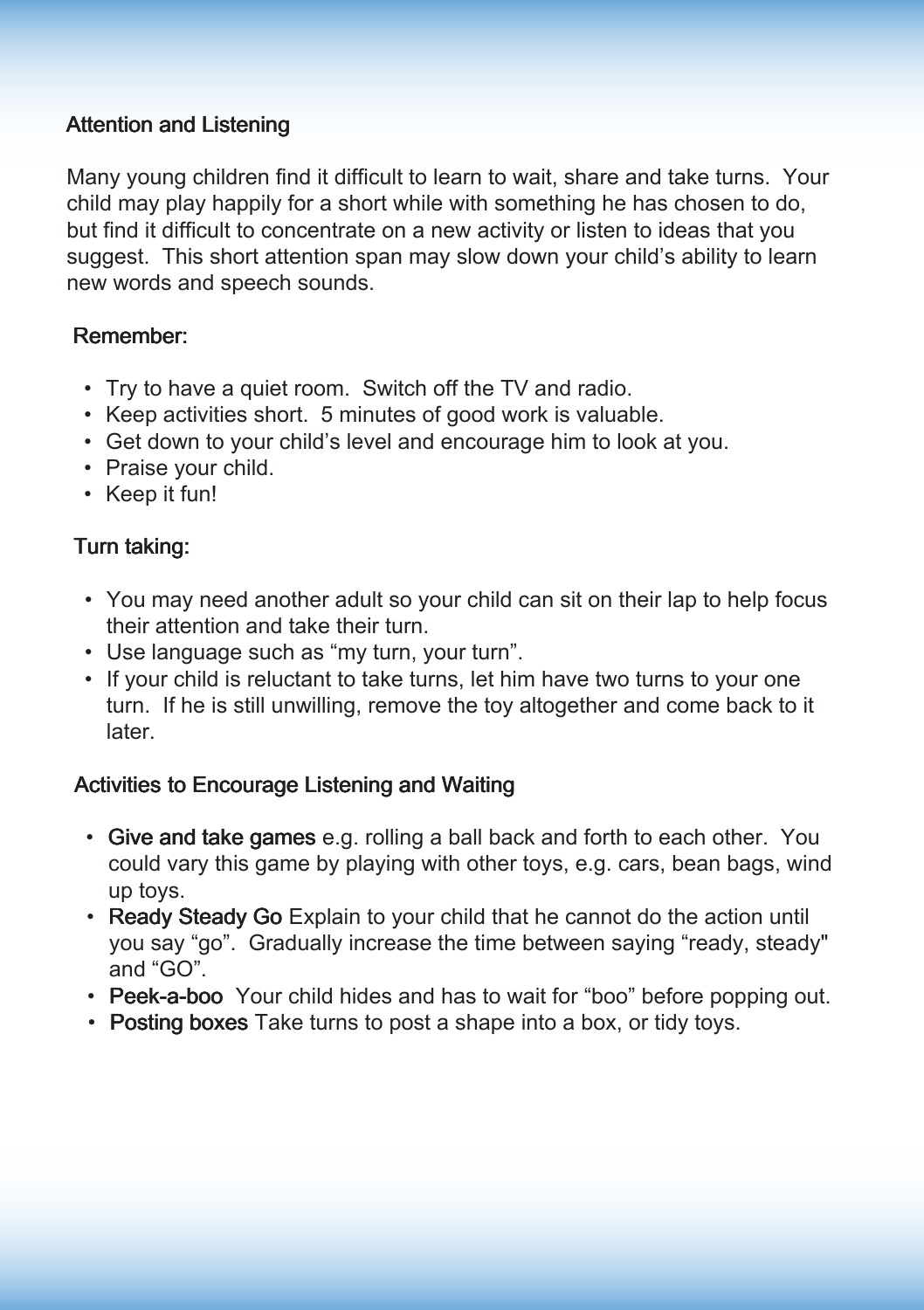## Attention and Listening

Many young children find it difficult to learn to wait, share and take turns. Your child may play happily for a short while with something he has chosen to do, but find it difficult to concentrate on a new activity or listen to ideas that you suggest. This short attention span may slow down your child's ability to learn new words and speech sounds.

### Remember:

- Try to have a quiet room. Switch off the TV and radio.
- Keep activities short. 5 minutes of good work is valuable.
- Get down to your child's level and encourage him to look at you.
- Praise your child.
- Keep it fun!

### Turn taking:

- You may need another adult so your child can sit on their lap to help focus their attention and take their turn.
- Use language such as "my turn, your turn".
- If your child is reluctant to take turns, let him have two turns to your one turn. If he is still unwilling, remove the toy altogether and come back to it later.

### Activities to Encourage Listening and Waiting

- **Give and take games** e.g. rolling a ball back and forth to each other. You could vary this game by playing with other toys, e.g. cars, bean bags, wind up toys.
- **Ready Steady Go** Explain to your child that he cannot do the action until you say "go". Gradually increase the time between saying "ready, steady" and "GO".
- **Peek-a-boo** Your child hides and has to wait for "boo" before popping out.
- **Posting boxes** Take turns to post a shape into a box, or tidy toys.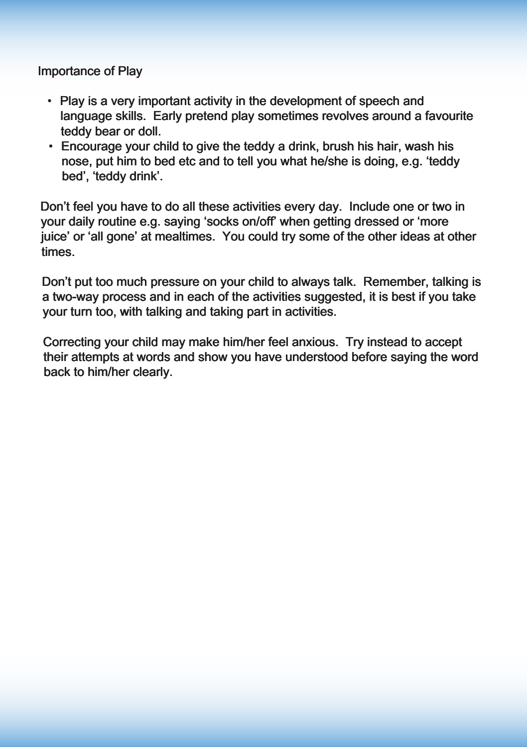## Importance of Play

- Play is a very important activity in the development of speech and language skills. Early pretend play sometimes revolves around a favourite teddy bear or doll.
- Encourage your child to give the teddy a drink, brush his hair, wash his nose, put him to bed etc and to tell you what he/she is doing, e.g. 'teddy bed', 'teddy drink'.

Don't feel you have to do all these activities every day. Include one or two in your daily routine e.g. saying 'socks on/off' when getting dressed or 'more juice' or 'all gone' at mealtimes. You could try some of the other ideas at other times.

Don't put too much pressure on your child to always talk. Remember, talking is a two-way process and in each of the activities suggested, it is best if you take your turn too, with talking and taking part in activities.

Correcting your child may make him/her feel anxious. Try instead to accept their attempts at words and show you have understood before saying the word back to him/her clearly.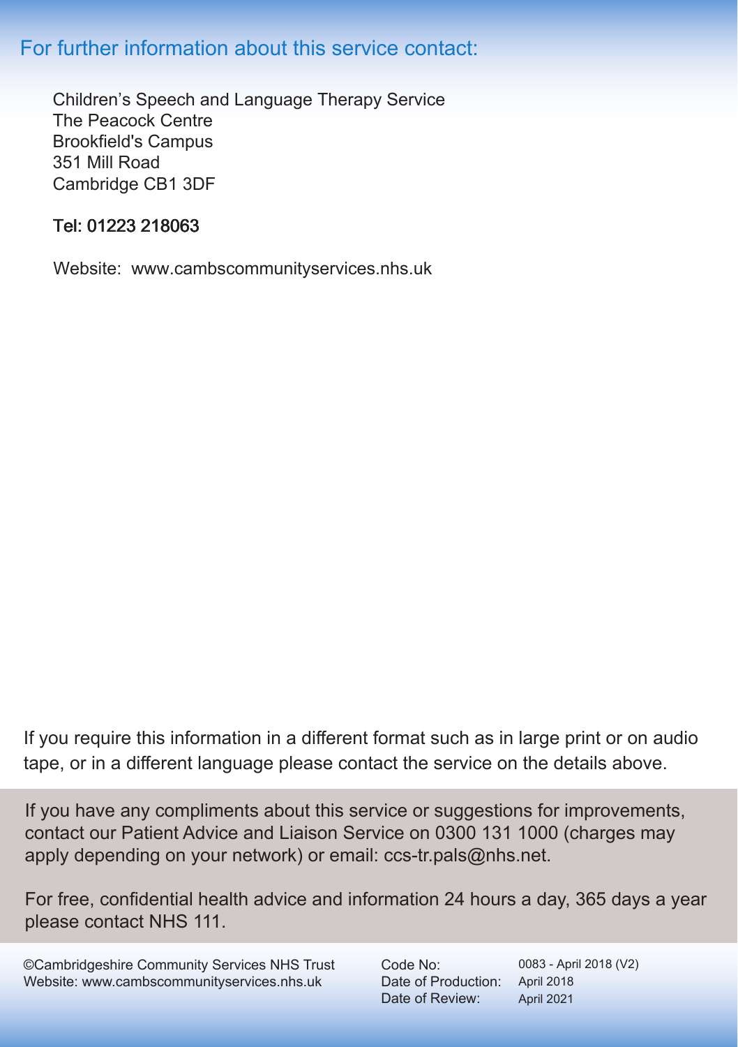## For further information about this service contact:

Children's Speech and Language Therapy Service
The Peacock Centre
Brookfield's Campus
351 Mill Road
Cambridge CB1 3DF

Tel: 01223 218063

Website: www.cambscommunityservices.nhs.uk

If you require this information in a different format such as in large print or on audio tape, or in a different language please contact the service on the details above.

If you have any compliments about this service or suggestions for improvements, contact our Patient Advice and Liaison Service on 0300 131 1000 (charges may apply depending on your network) or email: ccs-tr.pals@nhs.net.

For free, confidential health advice and information 24 hours a day, 365 days a year please contact NHS 111.

©Cambridgeshire Community Services NHS Trust
Website: www.cambscommunityservices.nhs.uk

Code No: 0083 - April 2018 (V2)
Date of Production: April 2018
Date of Review: April 2021